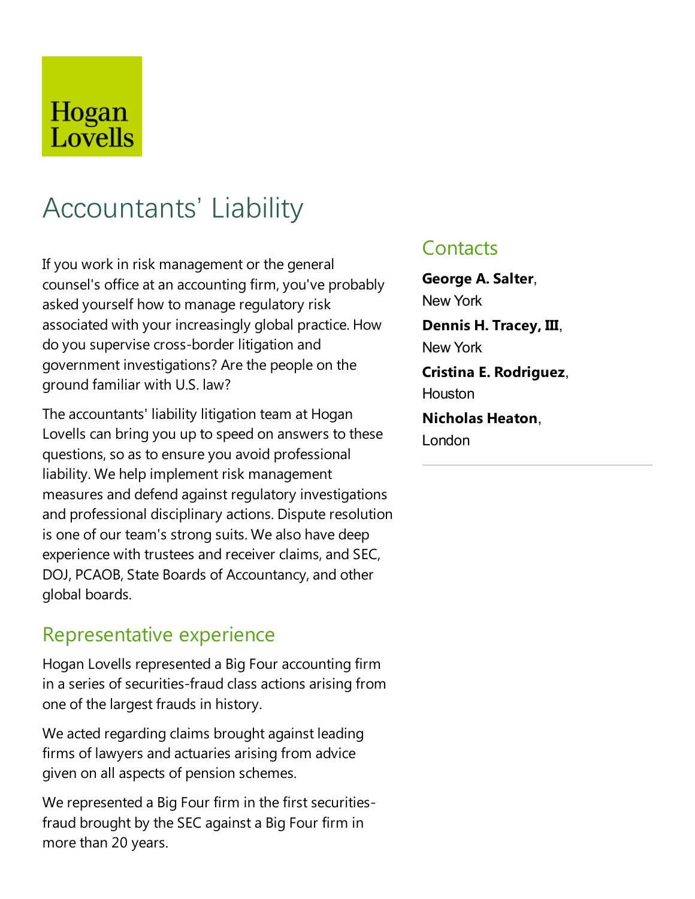Hogan Lovells

# Accountants' Liability

If you work in risk management or the general counsel's office at an accounting firm, you've probably asked yourself how to manage regulatory risk associated with your increasingly global practice. How do you supervise cross-border litigation and government investigations? Are the people on the ground familiar with U.S. law?

The accountants' liability litigation team at Hogan Lovells can bring you up to speed on answers to these questions, so as to ensure you avoid professional liability. We help implement risk management measures and defend against regulatory investigations and professional disciplinary actions. Dispute resolution is one of our team's strong suits. We also have deep experience with trustees and receiver claims, and SEC, DOJ, PCAOB, State Boards of Accountancy, and other global boards.

## Representative experience

Hogan Lovells represented a Big Four accounting firm in a series of securities-fraud class actions arising from one of the largest frauds in history.

We acted regarding claims brought against leading firms of lawyers and actuaries arising from advice given on all aspects of pension schemes.

We represented a Big Four firm in the first securities-fraud brought by the SEC against a Big Four firm in more than 20 years.

## Contacts

**George A. Salter**, New York

**Dennis H. Tracey, III**, New York

**Cristina E. Rodriguez**, Houston

**Nicholas Heaton**, London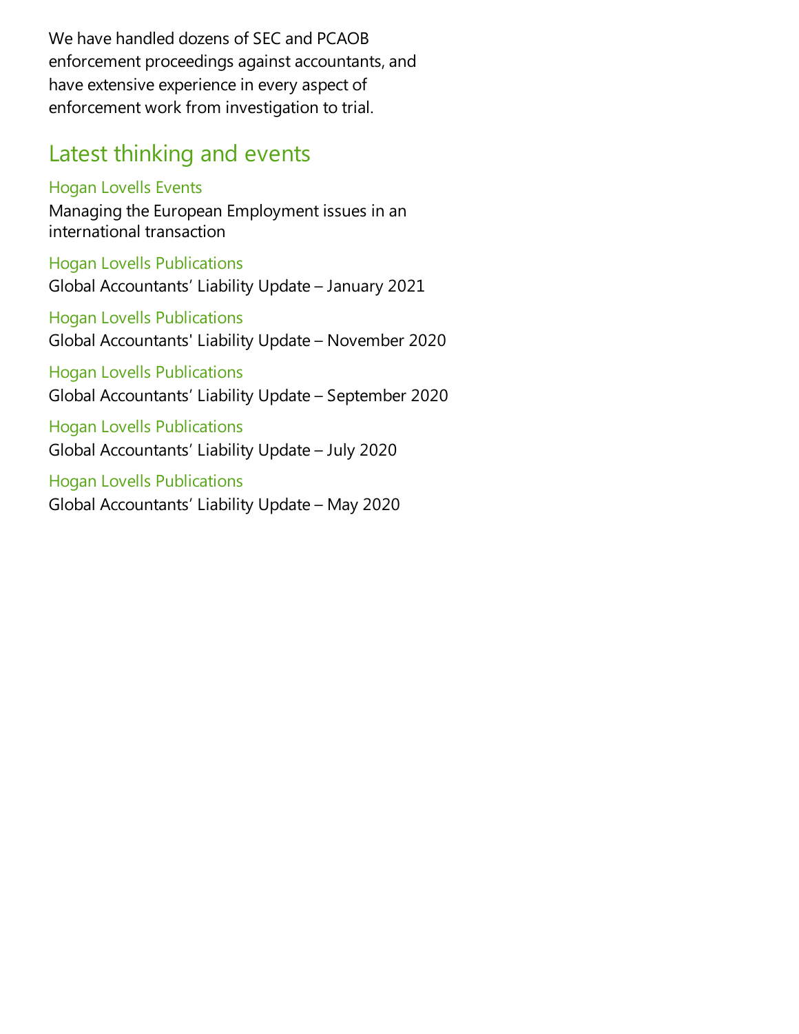We have handled dozens of SEC and PCAOB enforcement proceedings against accountants, and have extensive experience in every aspect of enforcement work from investigation to trial.

## Latest thinking and events

Hogan Lovells Events

Managing the European Employment issues in an international transaction

Hogan Lovells Publications

Global Accountants’ Liability Update – January 2021

Hogan Lovells Publications

Global Accountants' Liability Update – November 2020

Hogan Lovells Publications

Global Accountants’ Liability Update – September 2020

Hogan Lovells Publications

Global Accountants’ Liability Update – July 2020

Hogan Lovells Publications

Global Accountants’ Liability Update – May 2020